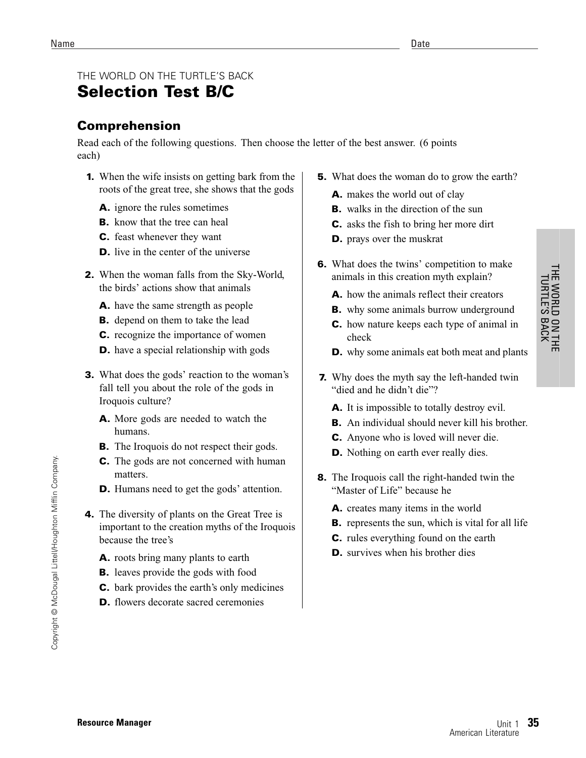Name _______________________________________________ Date _______________

THE WORLD ON THE TURTLE'S BACK

# Selection Test B/C

## Comprehension

Read each of the following questions. Then choose the letter of the best answer. (6 points each)

**1.** When the wife insists on getting bark from the roots of the great tree, she shows that the gods

**A.** ignore the rules sometimes
**B.** know that the tree can heal
**C.** feast whenever they want
**D.** live in the center of the universe

**2.** When the woman falls from the Sky-World, the birds' actions show that animals

**A.** have the same strength as people
**B.** depend on them to take the lead
**C.** recognize the importance of women
**D.** have a special relationship with gods

**3.** What does the gods' reaction to the woman's fall tell you about the role of the gods in Iroquois culture?

**A.** More gods are needed to watch the humans.
**B.** The Iroquois do not respect their gods.
**C.** The gods are not concerned with human matters.
**D.** Humans need to get the gods' attention.

**4.** The diversity of plants on the Great Tree is important to the creation myths of the Iroquois because the tree's

**A.** roots bring many plants to earth
**B.** leaves provide the gods with food
**C.** bark provides the earth's only medicines
**D.** flowers decorate sacred ceremonies

**5.** What does the woman do to grow the earth?

**A.** makes the world out of clay
**B.** walks in the direction of the sun
**C.** asks the fish to bring her more dirt
**D.** prays over the muskrat

**6.** What does the twins' competition to make animals in this creation myth explain?

**A.** how the animals reflect their creators
**B.** why some animals burrow underground
**C.** how nature keeps each type of animal in check
**D.** why some animals eat both meat and plants

**7.** Why does the myth say the left-handed twin "died and he didn't die"?

**A.** It is impossible to totally destroy evil.
**B.** An individual should never kill his brother.
**C.** Anyone who is loved will never die.
**D.** Nothing on earth ever really dies.

**8.** The Iroquois call the right-handed twin the "Master of Life" because he

**A.** creates many items in the world
**B.** represents the sun, which is vital for all life
**C.** rules everything found on the earth
**D.** survives when his brother dies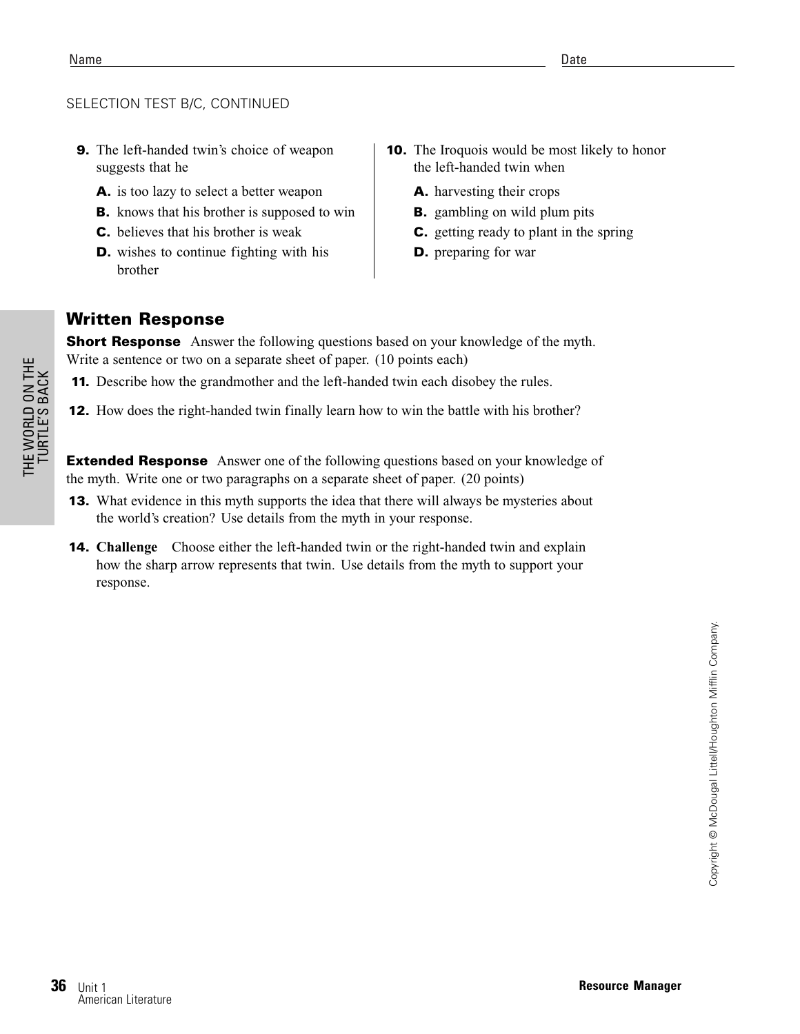Name _______________ Date _______________

SELECTION TEST B/C, CONTINUED

**9.** The left-handed twin's choice of weapon suggests that he

**A.** is too lazy to select a better weapon
**B.** knows that his brother is supposed to win
**C.** believes that his brother is weak
**D.** wishes to continue fighting with his brother

**10.** The Iroquois would be most likely to honor the left-handed twin when

**A.** harvesting their crops
**B.** gambling on wild plum pits
**C.** getting ready to plant in the spring
**D.** preparing for war

## Written Response

**Short Response** Answer the following questions based on your knowledge of the myth. Write a sentence or two on a separate sheet of paper. (10 points each)

**11.** Describe how the grandmother and the left-handed twin each disobey the rules.

**12.** How does the right-handed twin finally learn how to win the battle with his brother?

**Extended Response** Answer one of the following questions based on your knowledge of the myth. Write one or two paragraphs on a separate sheet of paper. (20 points)

**13.** What evidence in this myth supports the idea that there will always be mysteries about the world's creation? Use details from the myth in your response.

**14. Challenge** Choose either the left-handed twin or the right-handed twin and explain how the sharp arrow represents that twin. Use details from the myth to support your response.